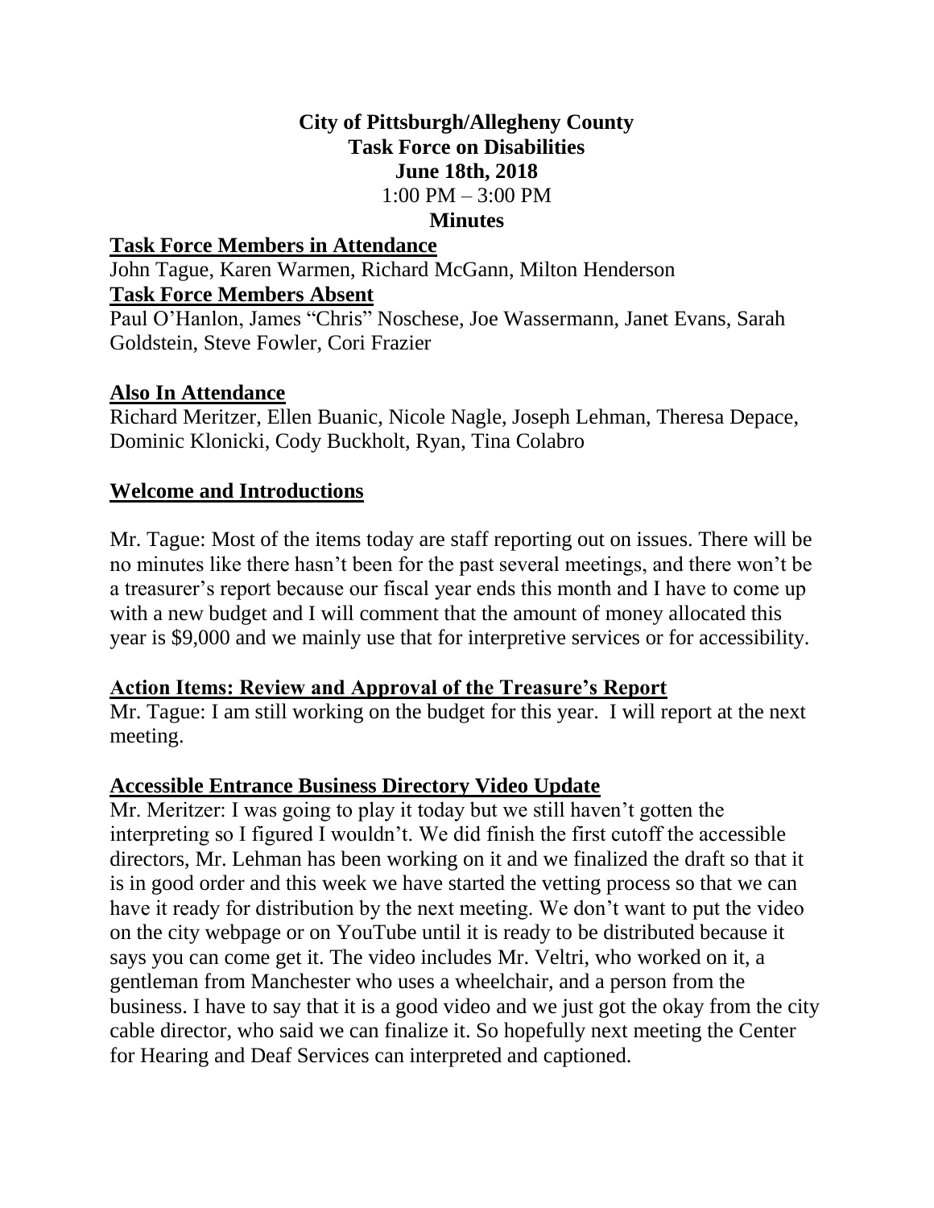**City of Pittsburgh/Allegheny County**
**Task Force on Disabilities**
**June 18th, 2018**
1:00 PM – 3:00 PM
**Minutes**

## Task Force Members in Attendance

John Tague, Karen Warmen, Richard McGann, Milton Henderson

## Task Force Members Absent

Paul O'Hanlon, James "Chris" Noschese, Joe Wassermann, Janet Evans, Sarah Goldstein, Steve Fowler, Cori Frazier

## Also In Attendance

Richard Meritzer, Ellen Buanic, Nicole Nagle, Joseph Lehman, Theresa Depace, Dominic Klonicki, Cody Buckholt, Ryan, Tina Colabro

## Welcome and Introductions

Mr. Tague: Most of the items today are staff reporting out on issues. There will be no minutes like there hasn't been for the past several meetings, and there won't be a treasurer's report because our fiscal year ends this month and I have to come up with a new budget and I will comment that the amount of money allocated this year is $9,000 and we mainly use that for interpretive services or for accessibility.

## Action Items: Review and Approval of the Treasure's Report

Mr. Tague: I am still working on the budget for this year. I will report at the next meeting.

## Accessible Entrance Business Directory Video Update

Mr. Meritzer: I was going to play it today but we still haven't gotten the interpreting so I figured I wouldn't. We did finish the first cutoff the accessible directors, Mr. Lehman has been working on it and we finalized the draft so that it is in good order and this week we have started the vetting process so that we can have it ready for distribution by the next meeting. We don't want to put the video on the city webpage or on YouTube until it is ready to be distributed because it says you can come get it. The video includes Mr. Veltri, who worked on it, a gentleman from Manchester who uses a wheelchair, and a person from the business. I have to say that it is a good video and we just got the okay from the city cable director, who said we can finalize it. So hopefully next meeting the Center for Hearing and Deaf Services can interpreted and captioned.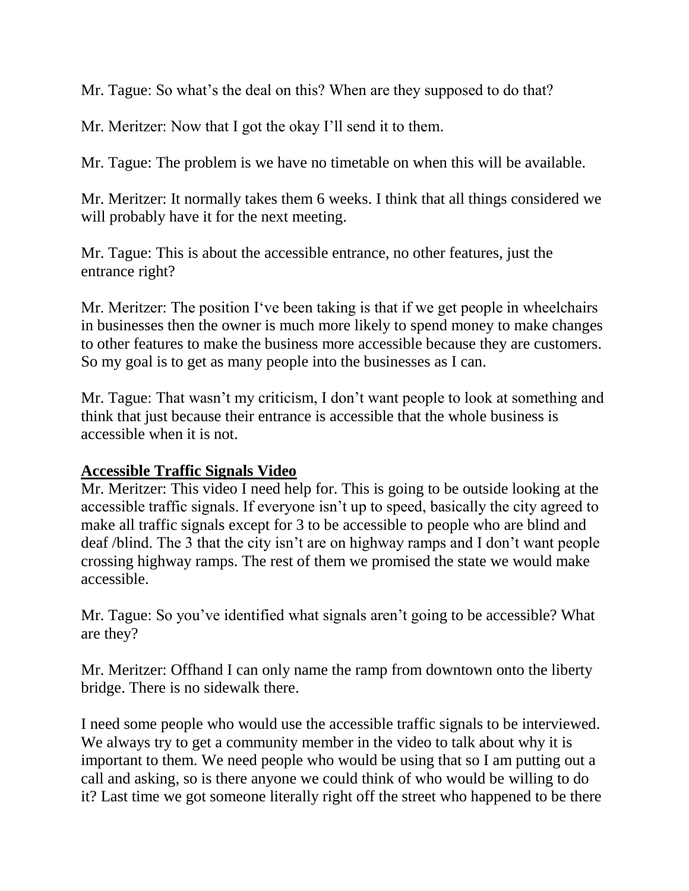Mr. Tague: So what's the deal on this? When are they supposed to do that?

Mr. Meritzer: Now that I got the okay I'll send it to them.

Mr. Tague: The problem is we have no timetable on when this will be available.

Mr. Meritzer: It normally takes them 6 weeks. I think that all things considered we will probably have it for the next meeting.

Mr. Tague: This is about the accessible entrance, no other features, just the entrance right?

Mr. Meritzer: The position I've been taking is that if we get people in wheelchairs in businesses then the owner is much more likely to spend money to make changes to other features to make the business more accessible because they are customers. So my goal is to get as many people into the businesses as I can.

Mr. Tague: That wasn't my criticism, I don't want people to look at something and think that just because their entrance is accessible that the whole business is accessible when it is not.

**Accessible Traffic Signals Video**

Mr. Meritzer: This video I need help for. This is going to be outside looking at the accessible traffic signals. If everyone isn't up to speed, basically the city agreed to make all traffic signals except for 3 to be accessible to people who are blind and deaf /blind. The 3 that the city isn't are on highway ramps and I don't want people crossing highway ramps. The rest of them we promised the state we would make accessible.

Mr. Tague: So you've identified what signals aren't going to be accessible? What are they?

Mr. Meritzer: Offhand I can only name the ramp from downtown onto the liberty bridge. There is no sidewalk there.

I need some people who would use the accessible traffic signals to be interviewed. We always try to get a community member in the video to talk about why it is important to them. We need people who would be using that so I am putting out a call and asking, so is there anyone we could think of who would be willing to do it? Last time we got someone literally right off the street who happened to be there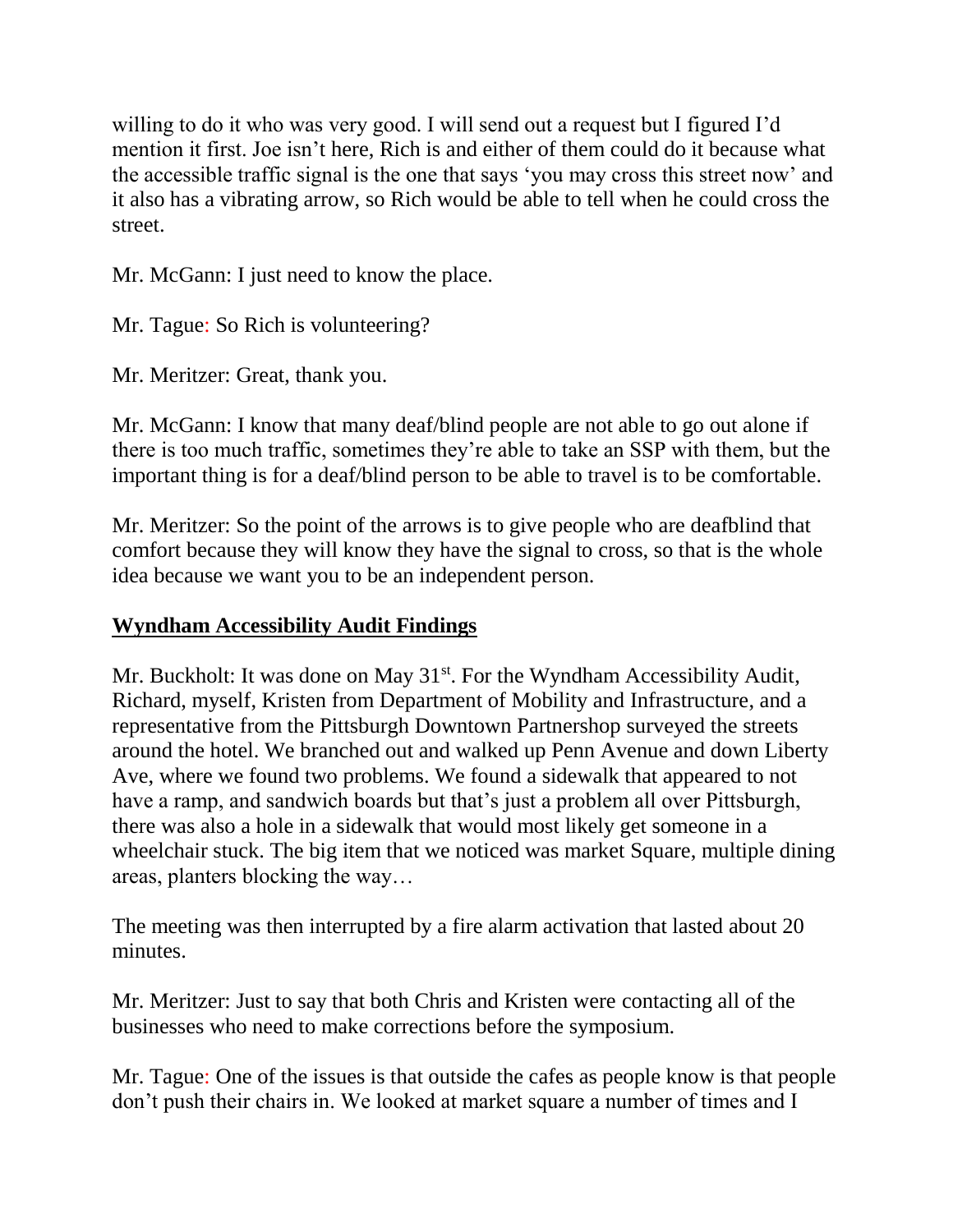willing to do it who was very good. I will send out a request but I figured I'd mention it first. Joe isn't here, Rich is and either of them could do it because what the accessible traffic signal is the one that says 'you may cross this street now' and it also has a vibrating arrow, so Rich would be able to tell when he could cross the street.

Mr. McGann: I just need to know the place.

Mr. Tague: So Rich is volunteering?

Mr. Meritzer: Great, thank you.

Mr. McGann: I know that many deaf/blind people are not able to go out alone if there is too much traffic, sometimes they're able to take an SSP with them, but the important thing is for a deaf/blind person to be able to travel is to be comfortable.

Mr. Meritzer: So the point of the arrows is to give people who are deafblind that comfort because they will know they have the signal to cross, so that is the whole idea because we want you to be an independent person.

## **Wyndham Accessibility Audit Findings**

Mr. Buckholt: It was done on May 31st. For the Wyndham Accessibility Audit, Richard, myself, Kristen from Department of Mobility and Infrastructure, and a representative from the Pittsburgh Downtown Partnershop surveyed the streets around the hotel. We branched out and walked up Penn Avenue and down Liberty Ave, where we found two problems. We found a sidewalk that appeared to not have a ramp, and sandwich boards but that's just a problem all over Pittsburgh, there was also a hole in a sidewalk that would most likely get someone in a wheelchair stuck. The big item that we noticed was market Square, multiple dining areas, planters blocking the way…

The meeting was then interrupted by a fire alarm activation that lasted about 20 minutes.

Mr. Meritzer: Just to say that both Chris and Kristen were contacting all of the businesses who need to make corrections before the symposium.

Mr. Tague: One of the issues is that outside the cafes as people know is that people don't push their chairs in. We looked at market square a number of times and I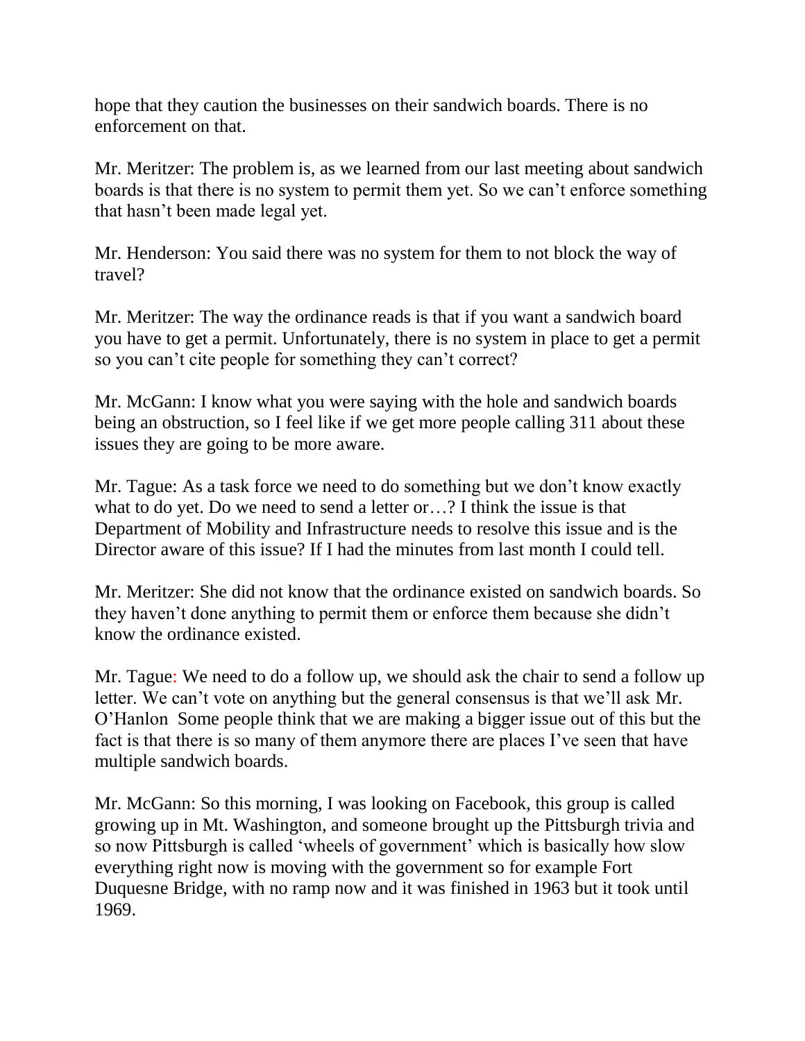hope that they caution the businesses on their sandwich boards. There is no enforcement on that.

Mr. Meritzer: The problem is, as we learned from our last meeting about sandwich boards is that there is no system to permit them yet. So we can't enforce something that hasn't been made legal yet.

Mr. Henderson: You said there was no system for them to not block the way of travel?

Mr. Meritzer: The way the ordinance reads is that if you want a sandwich board you have to get a permit. Unfortunately, there is no system in place to get a permit so you can't cite people for something they can't correct?

Mr. McGann: I know what you were saying with the hole and sandwich boards being an obstruction, so I feel like if we get more people calling 311 about these issues they are going to be more aware.

Mr. Tague: As a task force we need to do something but we don't know exactly what to do yet. Do we need to send a letter or…? I think the issue is that Department of Mobility and Infrastructure needs to resolve this issue and is the Director aware of this issue? If I had the minutes from last month I could tell.

Mr. Meritzer: She did not know that the ordinance existed on sandwich boards. So they haven't done anything to permit them or enforce them because she didn't know the ordinance existed.

Mr. Tague: We need to do a follow up, we should ask the chair to send a follow up letter. We can't vote on anything but the general consensus is that we'll ask Mr. O'Hanlon  Some people think that we are making a bigger issue out of this but the fact is that there is so many of them anymore there are places I've seen that have multiple sandwich boards.

Mr. McGann: So this morning, I was looking on Facebook, this group is called growing up in Mt. Washington, and someone brought up the Pittsburgh trivia and so now Pittsburgh is called 'wheels of government' which is basically how slow everything right now is moving with the government so for example Fort Duquesne Bridge, with no ramp now and it was finished in 1963 but it took until 1969.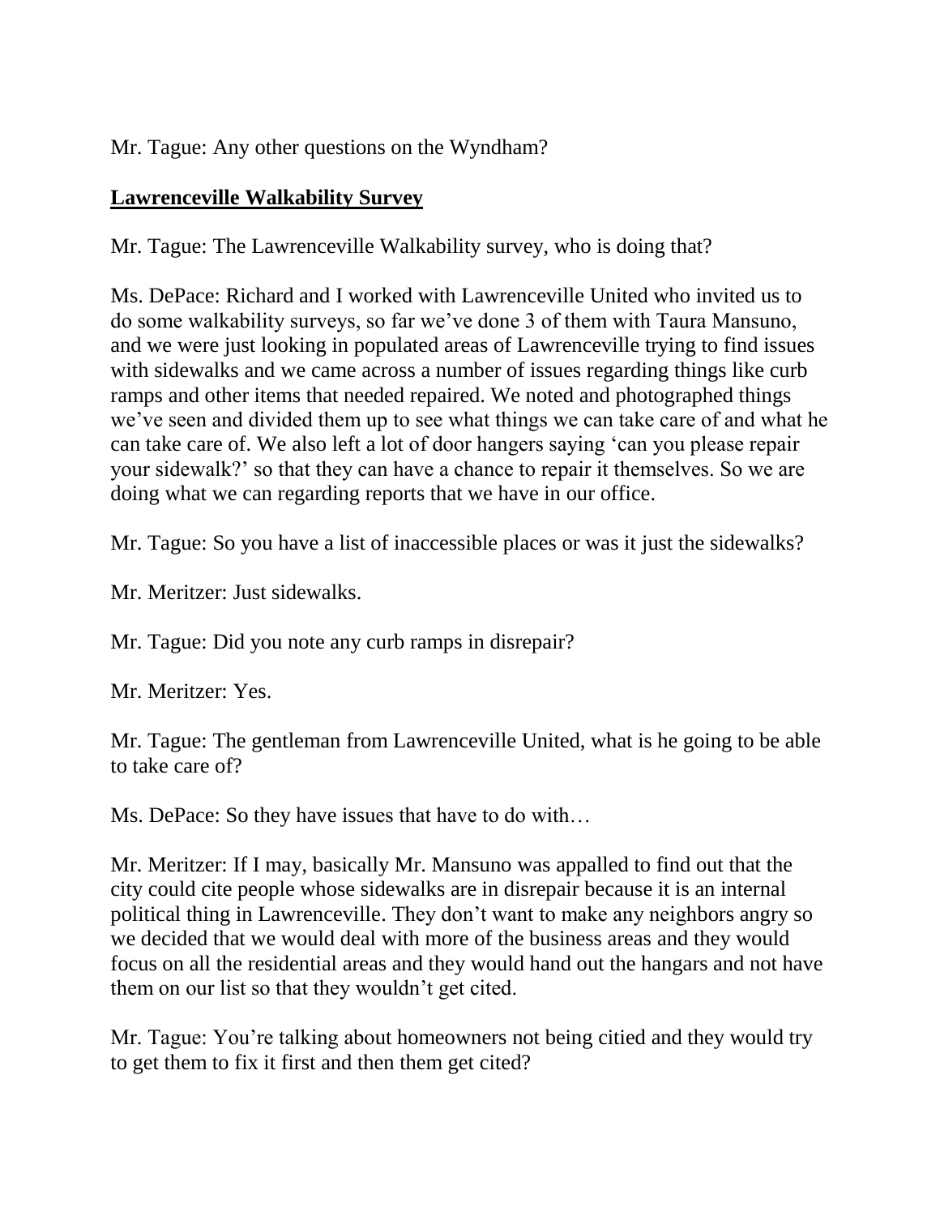Mr. Tague: Any other questions on the Wyndham?

## **Lawrenceville Walkability Survey**

Mr. Tague: The Lawrenceville Walkability survey, who is doing that?

Ms. DePace: Richard and I worked with Lawrenceville United who invited us to do some walkability surveys, so far we've done 3 of them with Taura Mansuno, and we were just looking in populated areas of Lawrenceville trying to find issues with sidewalks and we came across a number of issues regarding things like curb ramps and other items that needed repaired. We noted and photographed things we've seen and divided them up to see what things we can take care of and what he can take care of. We also left a lot of door hangers saying 'can you please repair your sidewalk?' so that they can have a chance to repair it themselves. So we are doing what we can regarding reports that we have in our office.

Mr. Tague: So you have a list of inaccessible places or was it just the sidewalks?

Mr. Meritzer: Just sidewalks.

Mr. Tague: Did you note any curb ramps in disrepair?

Mr. Meritzer: Yes.

Mr. Tague: The gentleman from Lawrenceville United, what is he going to be able to take care of?

Ms. DePace: So they have issues that have to do with…

Mr. Meritzer: If I may, basically Mr. Mansuno was appalled to find out that the city could cite people whose sidewalks are in disrepair because it is an internal political thing in Lawrenceville. They don't want to make any neighbors angry so we decided that we would deal with more of the business areas and they would focus on all the residential areas and they would hand out the hangars and not have them on our list so that they wouldn't get cited.

Mr. Tague: You're talking about homeowners not being citied and they would try to get them to fix it first and then them get cited?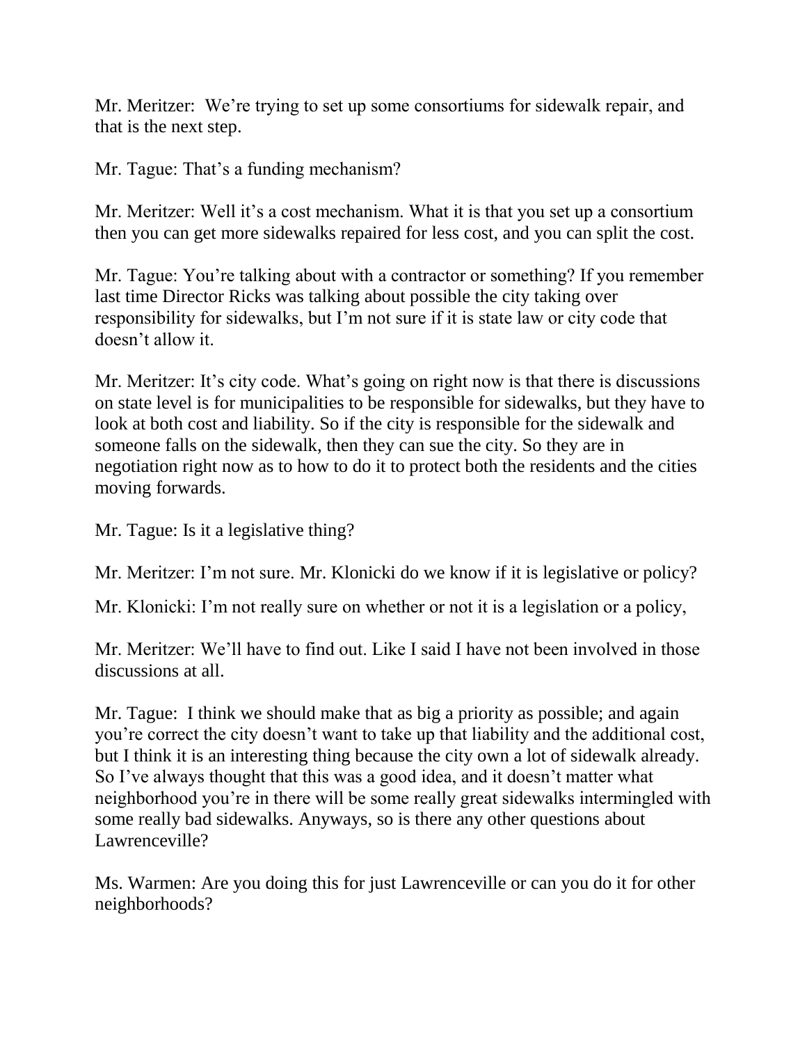Mr. Meritzer: We’re trying to set up some consortiums for sidewalk repair, and that is the next step.

Mr. Tague: That’s a funding mechanism?

Mr. Meritzer: Well it’s a cost mechanism. What it is that you set up a consortium then you can get more sidewalks repaired for less cost, and you can split the cost.

Mr. Tague: You’re talking about with a contractor or something? If you remember last time Director Ricks was talking about possible the city taking over responsibility for sidewalks, but I’m not sure if it is state law or city code that doesn’t allow it.

Mr. Meritzer: It’s city code. What’s going on right now is that there is discussions on state level is for municipalities to be responsible for sidewalks, but they have to look at both cost and liability. So if the city is responsible for the sidewalk and someone falls on the sidewalk, then they can sue the city. So they are in negotiation right now as to how to do it to protect both the residents and the cities moving forwards.

Mr. Tague: Is it a legislative thing?

Mr. Meritzer: I’m not sure. Mr. Klonicki do we know if it is legislative or policy?

Mr. Klonicki: I’m not really sure on whether or not it is a legislation or a policy,

Mr. Meritzer: We’ll have to find out. Like I said I have not been involved in those discussions at all.

Mr. Tague: I think we should make that as big a priority as possible; and again you’re correct the city doesn’t want to take up that liability and the additional cost, but I think it is an interesting thing because the city own a lot of sidewalk already. So I’ve always thought that this was a good idea, and it doesn’t matter what neighborhood you’re in there will be some really great sidewalks intermingled with some really bad sidewalks. Anyways, so is there any other questions about Lawrenceville?

Ms. Warmen: Are you doing this for just Lawrenceville or can you do it for other neighborhoods?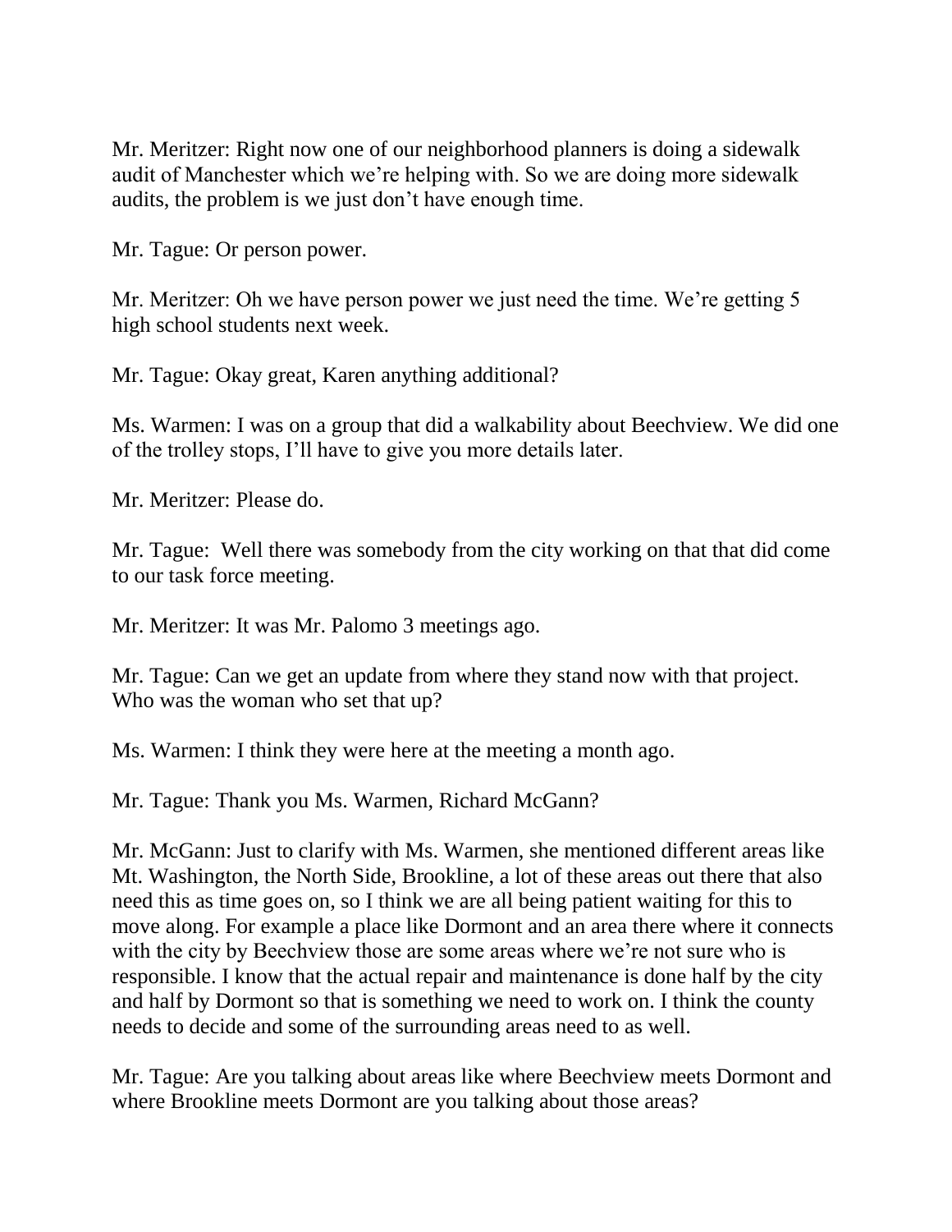Mr. Meritzer: Right now one of our neighborhood planners is doing a sidewalk audit of Manchester which we're helping with. So we are doing more sidewalk audits, the problem is we just don't have enough time.

Mr. Tague: Or person power.

Mr. Meritzer: Oh we have person power we just need the time. We're getting 5 high school students next week.

Mr. Tague: Okay great, Karen anything additional?

Ms. Warmen: I was on a group that did a walkability about Beechview. We did one of the trolley stops, I'll have to give you more details later.

Mr. Meritzer: Please do.

Mr. Tague: Well there was somebody from the city working on that that did come to our task force meeting.

Mr. Meritzer: It was Mr. Palomo 3 meetings ago.

Mr. Tague: Can we get an update from where they stand now with that project. Who was the woman who set that up?

Ms. Warmen: I think they were here at the meeting a month ago.

Mr. Tague: Thank you Ms. Warmen, Richard McGann?

Mr. McGann: Just to clarify with Ms. Warmen, she mentioned different areas like Mt. Washington, the North Side, Brookline, a lot of these areas out there that also need this as time goes on, so I think we are all being patient waiting for this to move along. For example a place like Dormont and an area there where it connects with the city by Beechview those are some areas where we're not sure who is responsible. I know that the actual repair and maintenance is done half by the city and half by Dormont so that is something we need to work on. I think the county needs to decide and some of the surrounding areas need to as well.

Mr. Tague: Are you talking about areas like where Beechview meets Dormont and where Brookline meets Dormont are you talking about those areas?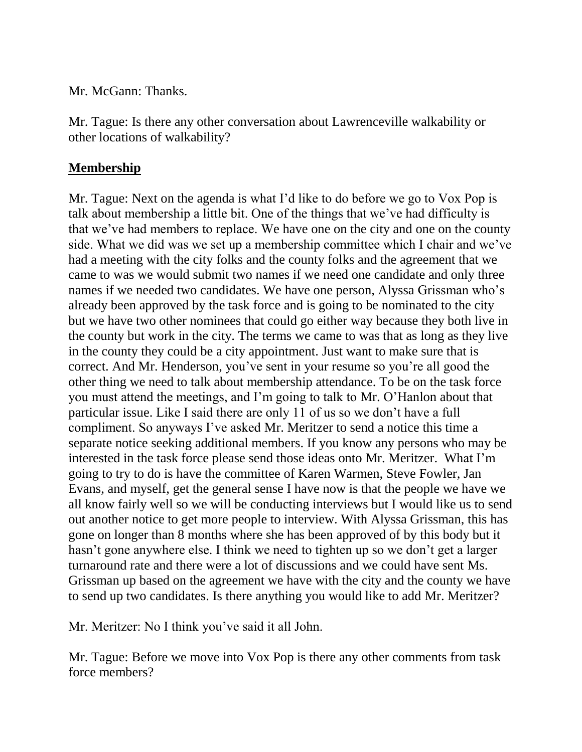Mr. McGann: Thanks.

Mr. Tague: Is there any other conversation about Lawrenceville walkability or other locations of walkability?

## **Membership**

Mr. Tague: Next on the agenda is what I'd like to do before we go to Vox Pop is talk about membership a little bit. One of the things that we've had difficulty is that we've had members to replace. We have one on the city and one on the county side. What we did was we set up a membership committee which I chair and we've had a meeting with the city folks and the county folks and the agreement that we came to was we would submit two names if we need one candidate and only three names if we needed two candidates. We have one person, Alyssa Grissman who's already been approved by the task force and is going to be nominated to the city but we have two other nominees that could go either way because they both live in the county but work in the city. The terms we came to was that as long as they live in the county they could be a city appointment. Just want to make sure that is correct. And Mr. Henderson, you've sent in your resume so you're all good the other thing we need to talk about membership attendance. To be on the task force you must attend the meetings, and I'm going to talk to Mr. O'Hanlon about that particular issue. Like I said there are only 11 of us so we don't have a full compliment. So anyways I've asked Mr. Meritzer to send a notice this time a separate notice seeking additional members. If you know any persons who may be interested in the task force please send those ideas onto Mr. Meritzer. What I'm going to try to do is have the committee of Karen Warmen, Steve Fowler, Jan Evans, and myself, get the general sense I have now is that the people we have we all know fairly well so we will be conducting interviews but I would like us to send out another notice to get more people to interview. With Alyssa Grissman, this has gone on longer than 8 months where she has been approved of by this body but it hasn't gone anywhere else. I think we need to tighten up so we don't get a larger turnaround rate and there were a lot of discussions and we could have sent Ms. Grissman up based on the agreement we have with the city and the county we have to send up two candidates. Is there anything you would like to add Mr. Meritzer?

Mr. Meritzer: No I think you've said it all John.

Mr. Tague: Before we move into Vox Pop is there any other comments from task force members?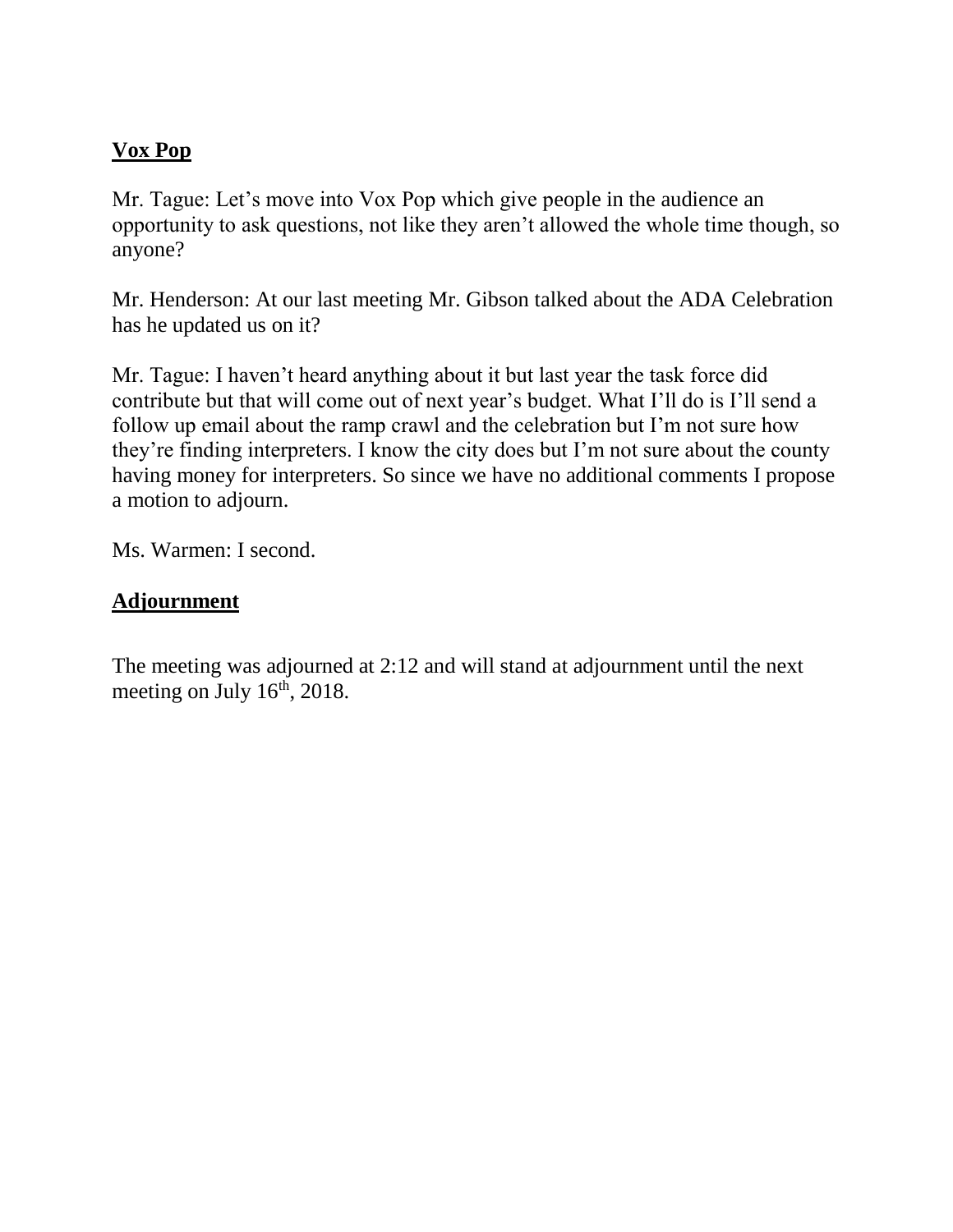## **Vox Pop**

Mr. Tague: Let's move into Vox Pop which give people in the audience an opportunity to ask questions, not like they aren't allowed the whole time though, so anyone?

Mr. Henderson: At our last meeting Mr. Gibson talked about the ADA Celebration has he updated us on it?

Mr. Tague: I haven't heard anything about it but last year the task force did contribute but that will come out of next year's budget. What I'll do is I'll send a follow up email about the ramp crawl and the celebration but I'm not sure how they're finding interpreters. I know the city does but I'm not sure about the county having money for interpreters. So since we have no additional comments I propose a motion to adjourn.

Ms. Warmen: I second.

## **Adjournment**

The meeting was adjourned at 2:12 and will stand at adjournment until the next meeting on July 16th, 2018.